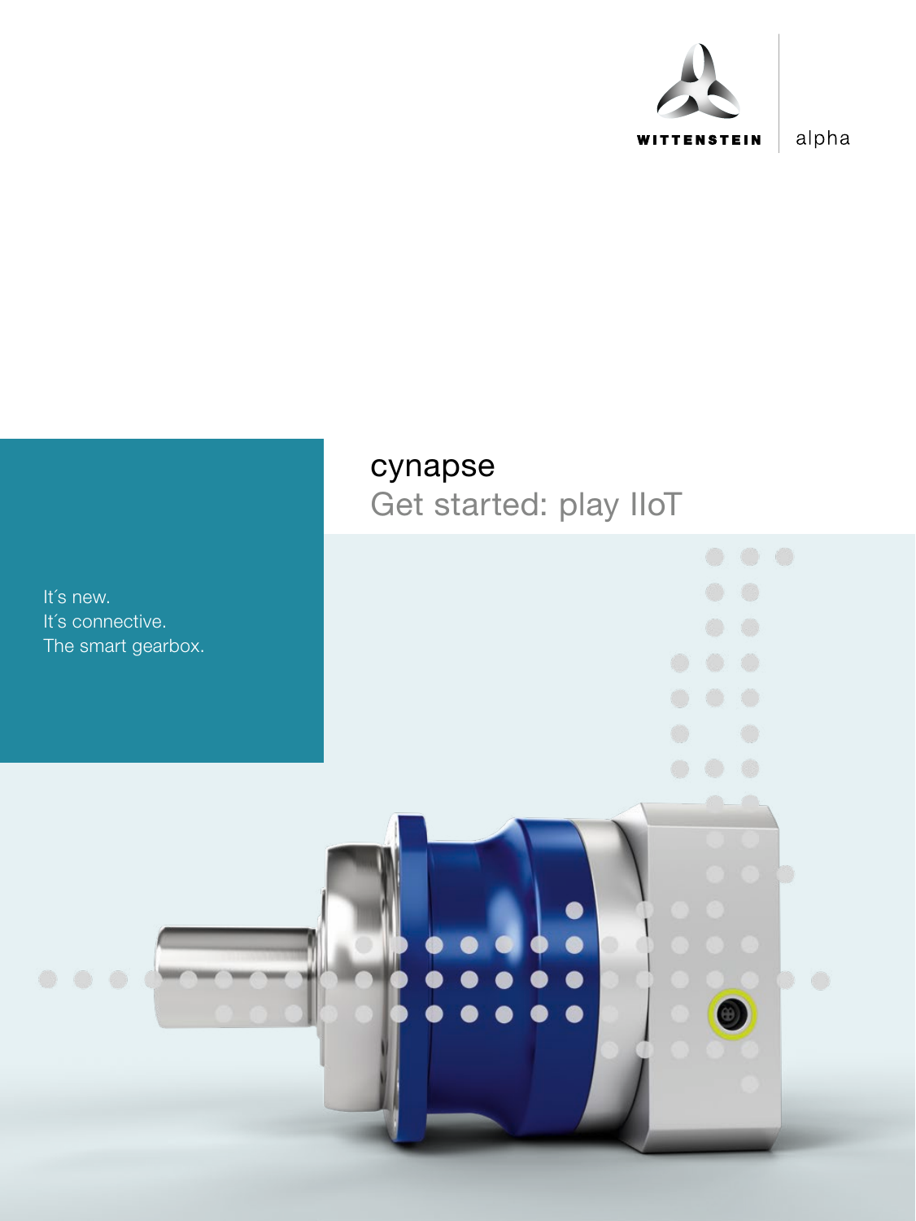WITTENSTEIN | alpha

# cynapse

## Get started: play IIoT

It´s new.
It´s connective.
The smart gearbox.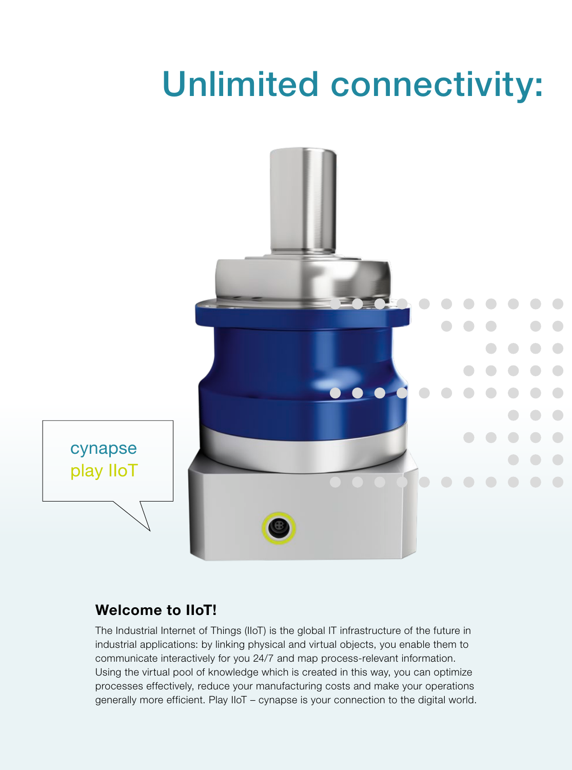# Unlimited connectivity:

cynapse
play IIoT

## Welcome to IIoT!

The Industrial Internet of Things (IIoT) is the global IT infrastructure of the future in industrial applications: by linking physical and virtual objects, you enable them to communicate interactively for you 24/7 and map process-relevant information. Using the virtual pool of knowledge which is created in this way, you can optimize processes effectively, reduce your manufacturing costs and make your operations generally more efficient. Play IIoT – cynapse is your connection to the digital world.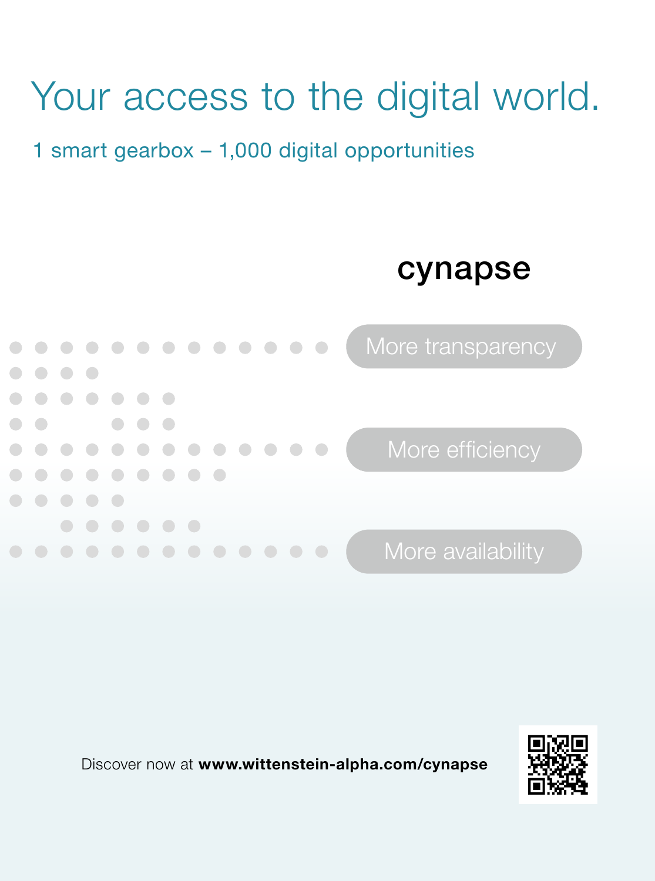# Your access to the digital world.

1 smart gearbox – 1,000 digital opportunities

## cynapse

More transparency

More efficiency

More availability

Discover now at **www.wittenstein-alpha.com/cynapse**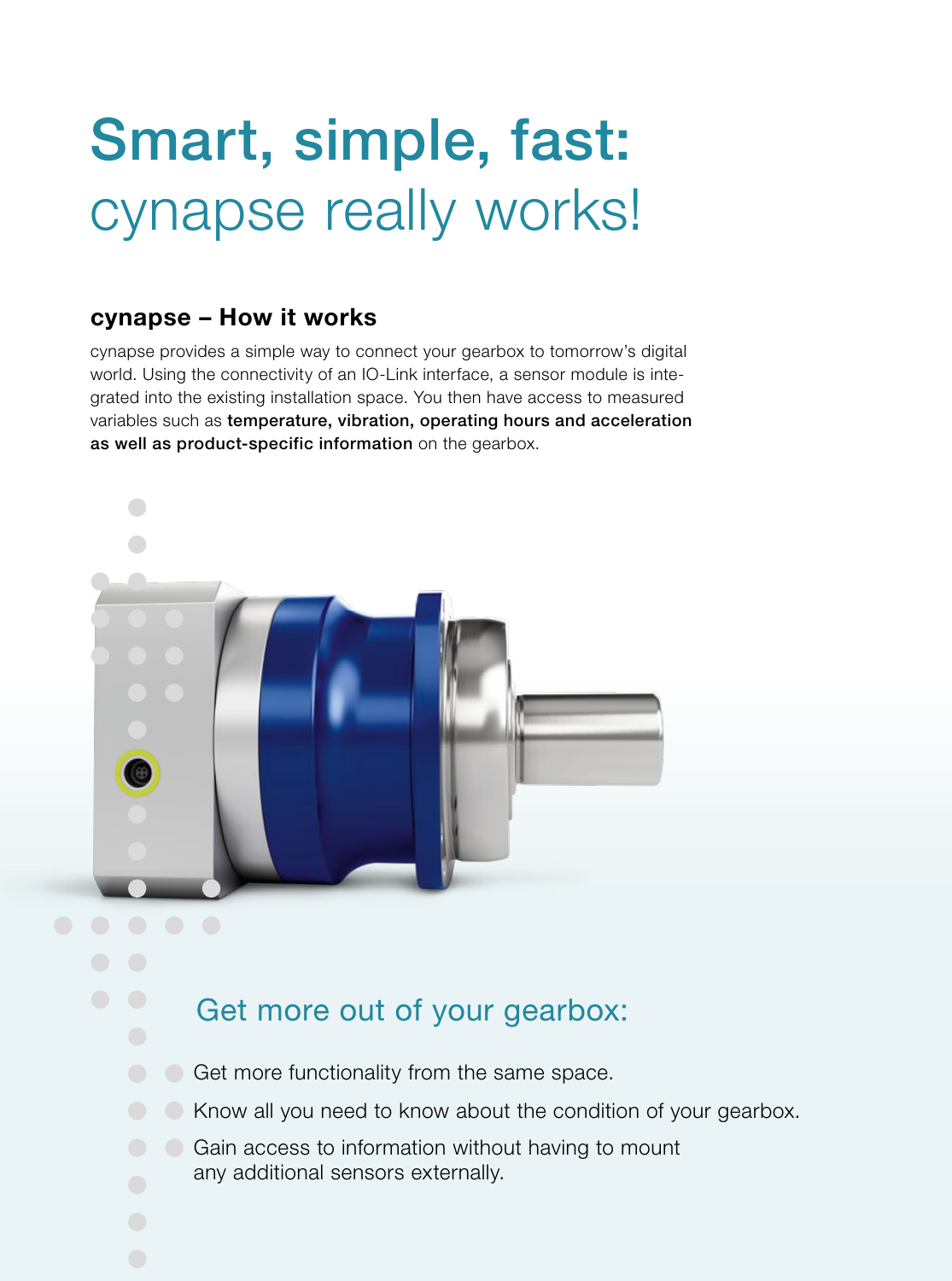# Smart, simple, fast: cynapse really works!

### cynapse – How it works

cynapse provides a simple way to connect your gearbox to tomorrow's digital world. Using the connectivity of an IO-Link interface, a sensor module is integrated into the existing installation space. You then have access to measured variables such as **temperature, vibration, operating hours and acceleration as well as product-specific information** on the gearbox.

## Get more out of your gearbox:

- Get more functionality from the same space.
- Know all you need to know about the condition of your gearbox.
- Gain access to information without having to mount any additional sensors externally.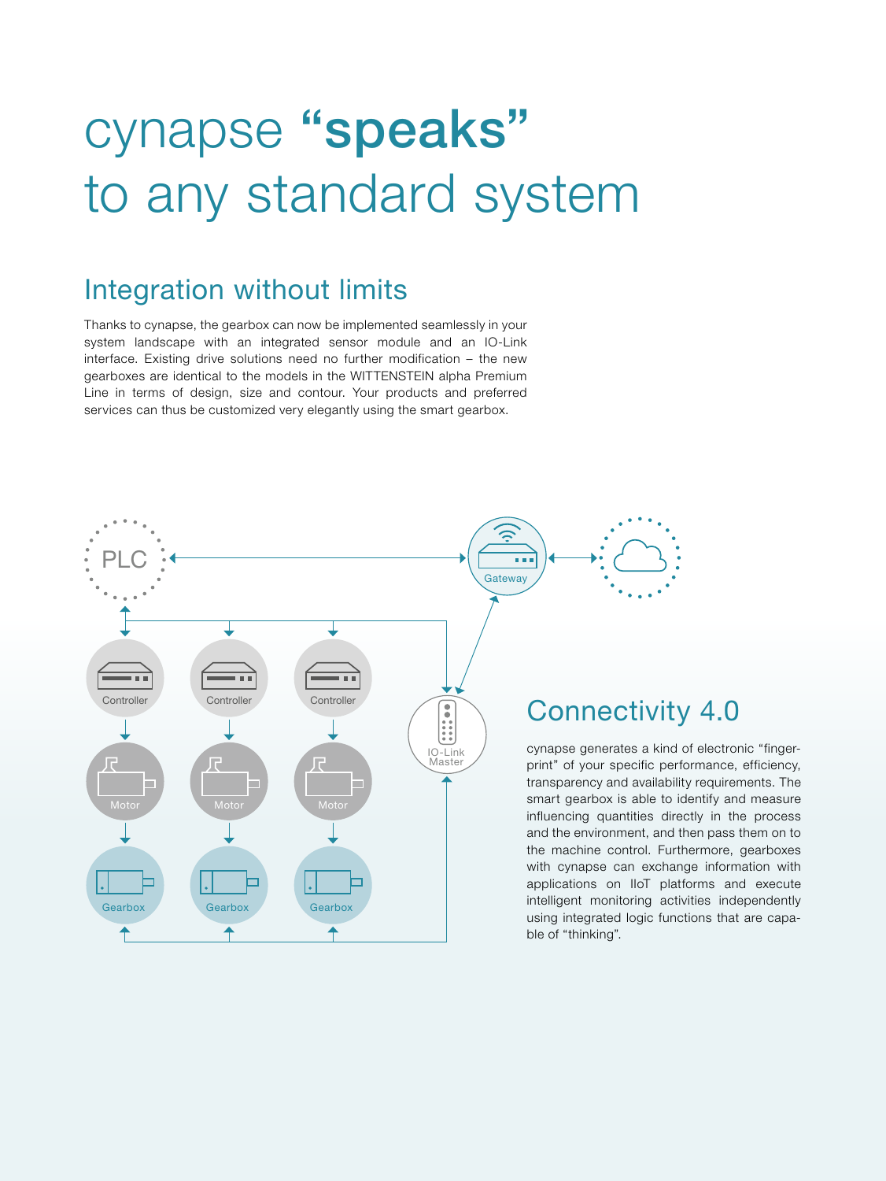# cynapse **“speaks”** to any standard system

## Integration without limits

Thanks to cynapse, the gearbox can now be implemented seamlessly in your system landscape with an integrated sensor module and an IO-Link interface. Existing drive solutions need no further modification – the new gearboxes are identical to the models in the WITTENSTEIN alpha Premium Line in terms of design, size and contour. Your products and preferred services can thus be customized very elegantly using the smart gearbox.

PLC

Gateway

Controller

Controller

Controller

IO-Link Master

Motor

Motor

Motor

Gearbox

Gearbox

Gearbox

## Connectivity 4.0

cynapse generates a kind of electronic “fingerprint” of your specific performance, efficiency, transparency and availability requirements. The smart gearbox is able to identify and measure influencing quantities directly in the process and the environment, and then pass them on to the machine control. Furthermore, gearboxes with cynapse can exchange information with applications on IIoT platforms and execute intelligent monitoring activities independently using integrated logic functions that are capable of “thinking”.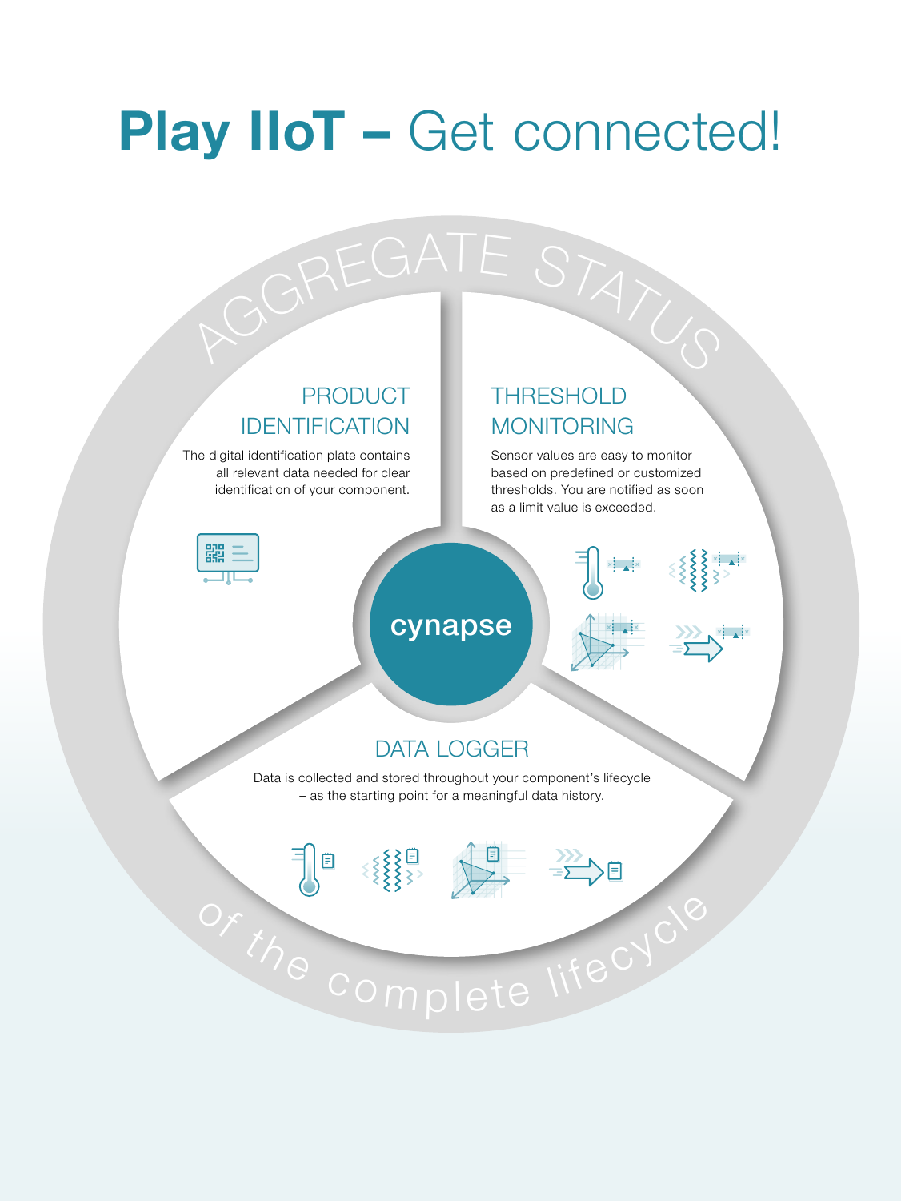# **Play IIoT –** Get connected!

AGGREGATE STATUS

## PRODUCT IDENTIFICATION

The digital identification plate contains all relevant data needed for clear identification of your component.

## THRESHOLD MONITORING

Sensor values are easy to monitor based on predefined or customized thresholds. You are notified as soon as a limit value is exceeded.

cynapse

## DATA LOGGER

Data is collected and stored throughout your component's lifecycle – as the starting point for a meaningful data history.

of the complete lifecycle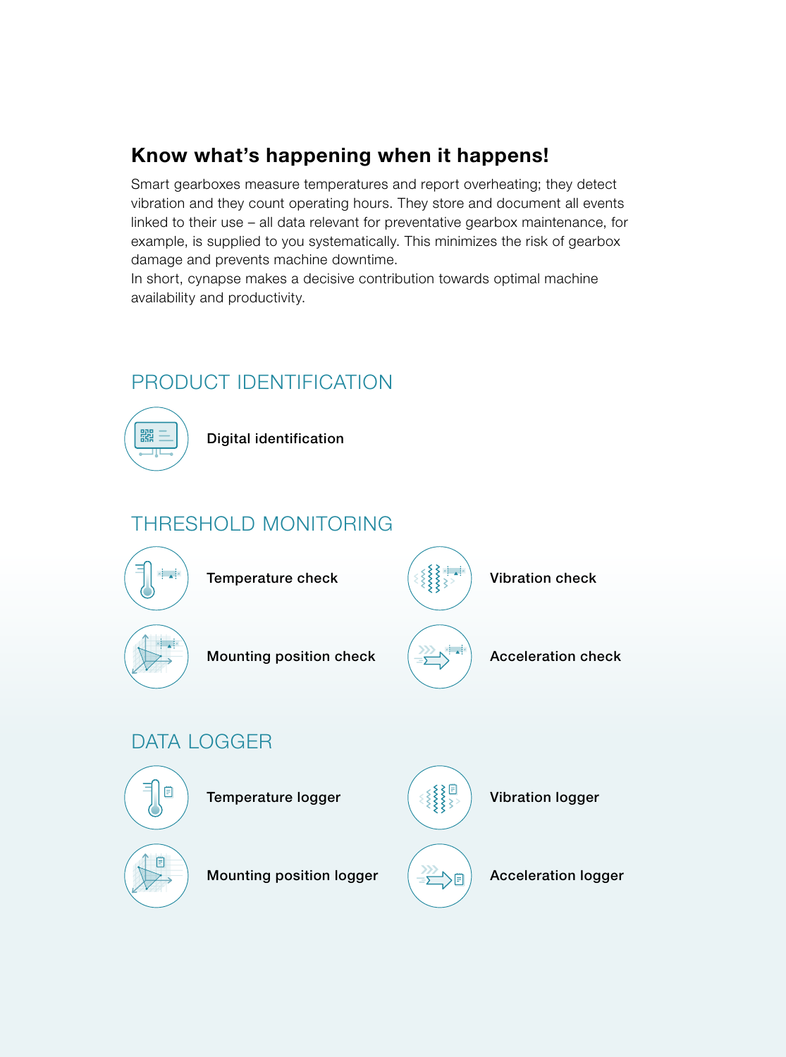## Know what's happening when it happens!

Smart gearboxes measure temperatures and report overheating; they detect vibration and they count operating hours. They store and document all events linked to their use – all data relevant for preventative gearbox maintenance, for example, is supplied to you systematically. This minimizes the risk of gearbox damage and prevents machine downtime.
In short, cynapse makes a decisive contribution towards optimal machine availability and productivity.

## PRODUCT IDENTIFICATION

**Digital identification**

## THRESHOLD MONITORING

**Temperature check**

**Vibration check**

**Mounting position check**

**Acceleration check**

## DATA LOGGER

**Temperature logger**

**Vibration logger**

**Mounting position logger**

**Acceleration logger**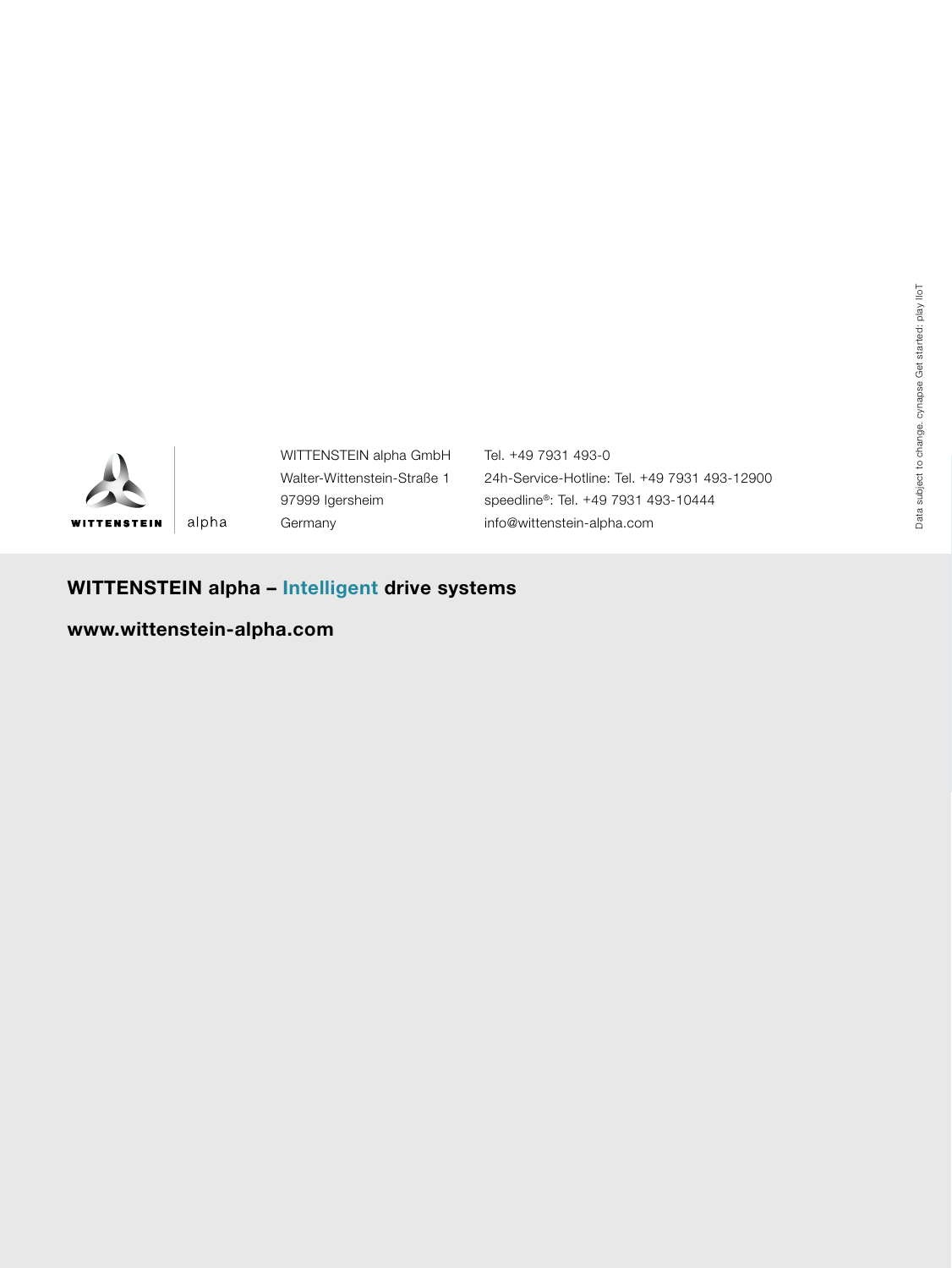WITTENSTEIN alpha

WITTENSTEIN alpha GmbH
Walter-Wittenstein-Straße 1
97999 Igersheim
Germany

Tel. +49 7931 493-0
24h-Service-Hotline: Tel. +49 7931 493-12900
speedline®: Tel. +49 7931 493-10444
info@wittenstein-alpha.com

Data subject to change. cynapse Get started: play IIoT

**WITTENSTEIN alpha – Intelligent drive systems**

**www.wittenstein-alpha.com**